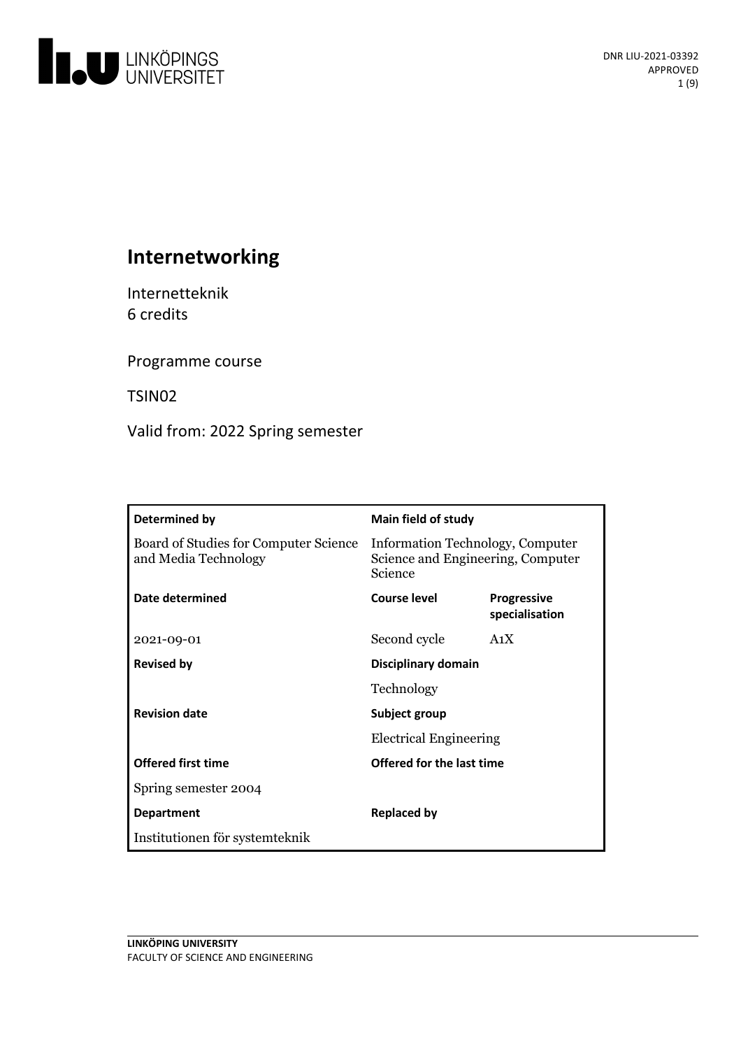# Internetworking

Internetteknik
6 credits

Programme course

TSIN02

Valid from: 2022 Spring semester

| Determined by | Main field of study | |
|---|---|---|
| Board of Studies for Computer Science and Media Technology | Information Technology, Computer Science and Engineering, Computer Science | |
| **Date determined** | **Course level** | **Progressive specialisation** |
| 2021-09-01 | Second cycle | A1X |
| **Revised by** | **Disciplinary domain** | |
| | Technology | |
| **Revision date** | **Subject group** | |
| | Electrical Engineering | |
| **Offered first time** | **Offered for the last time** | |
| Spring semester 2004 | | |
| **Department** | **Replaced by** | |
| Institutionen för systemteknik | | |

LINKÖPING UNIVERSITY
FACULTY OF SCIENCE AND ENGINEERING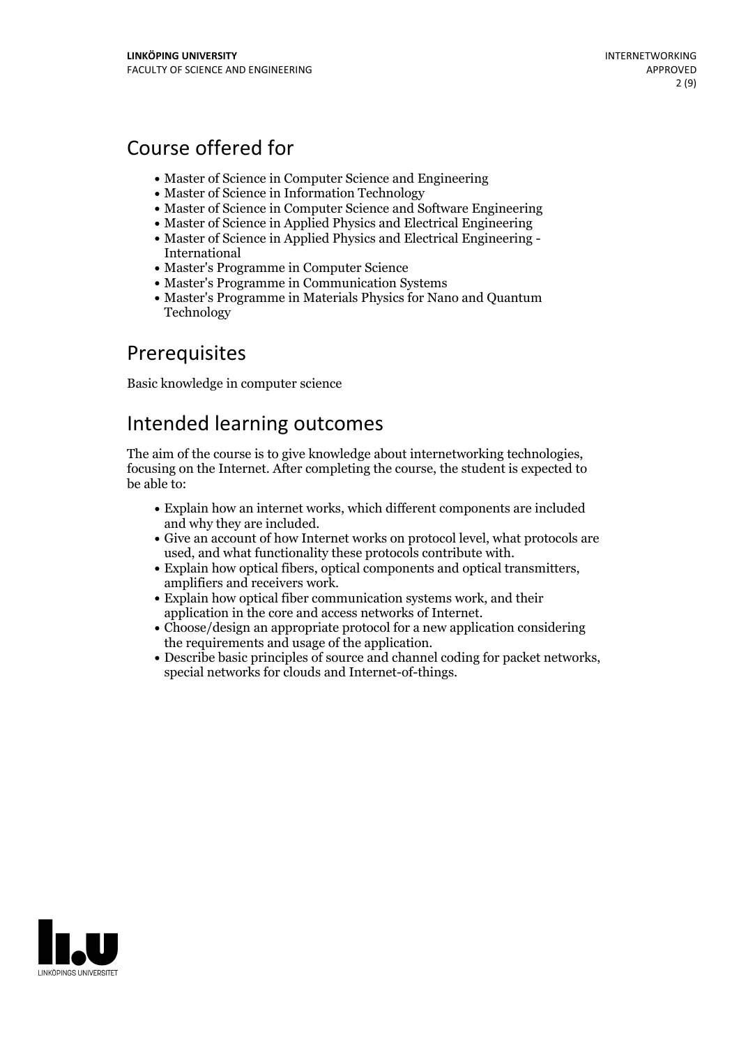## Course offered for

- Master of Science in Computer Science and Engineering
- Master of Science in Information Technology
- Master of Science in Computer Science and Software Engineering
- Master of Science in Applied Physics and Electrical Engineering
- Master of Science in Applied Physics and Electrical Engineering - International
- Master's Programme in Computer Science
- Master's Programme in Communication Systems
- Master's Programme in Materials Physics for Nano and Quantum Technology

## Prerequisites

Basic knowledge in computer science

## Intended learning outcomes

The aim of the course is to give knowledge about internetworking technologies, focusing on the Internet. After completing the course, the student is expected to be able to:

- Explain how an internet works, which different components are included and why they are included.
- Give an account of how Internet works on protocol level, what protocols are used, and what functionality these protocols contribute with.
- Explain how optical fibers, optical components and optical transmitters, amplifiers and receivers work.
- Explain how optical fiber communication systems work, and their application in the core and access networks of Internet.
- Choose/design an appropriate protocol for a new application considering the requirements and usage of the application.
- Describe basic principles of source and channel coding for packet networks, special networks for clouds and Internet-of-things.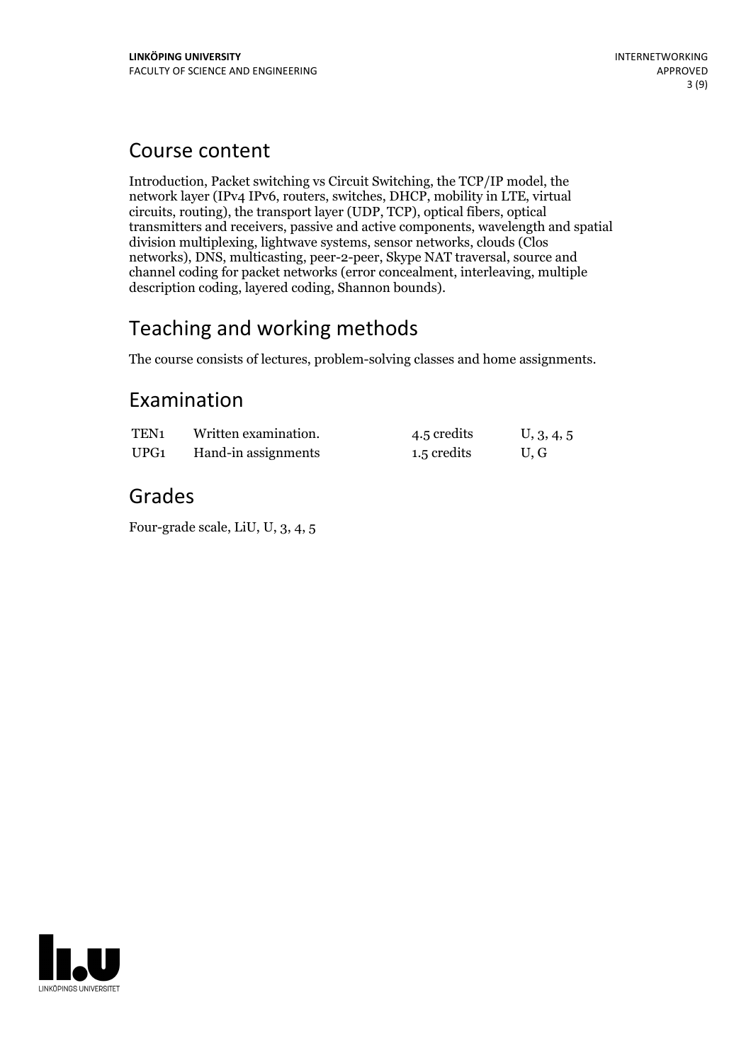## Course content

Introduction, Packet switching vs Circuit Switching, the TCP/IP model, the network layer (IPv4 IPv6, routers, switches, DHCP, mobility in LTE, virtual circuits, routing), the transport layer (UDP, TCP), optical fibers, optical transmitters and receivers, passive and active components, wavelength and spatial division multiplexing, lightwave systems, sensor networks, clouds (Clos networks), DNS, multicasting, peer-2-peer, Skype NAT traversal, source and channel coding for packet networks (error concealment, interleaving, multiple description coding, layered coding, Shannon bounds).

## Teaching and working methods

The course consists of lectures, problem-solving classes and home assignments.

## Examination

| | | | |
|---|---|---|---|
| TEN1 | Written examination. | 4.5 credits | U, 3, 4, 5 |
| UPG1 | Hand-in assignments | 1.5 credits | U, G |

## Grades

Four-grade scale, LiU, U, 3, 4, 5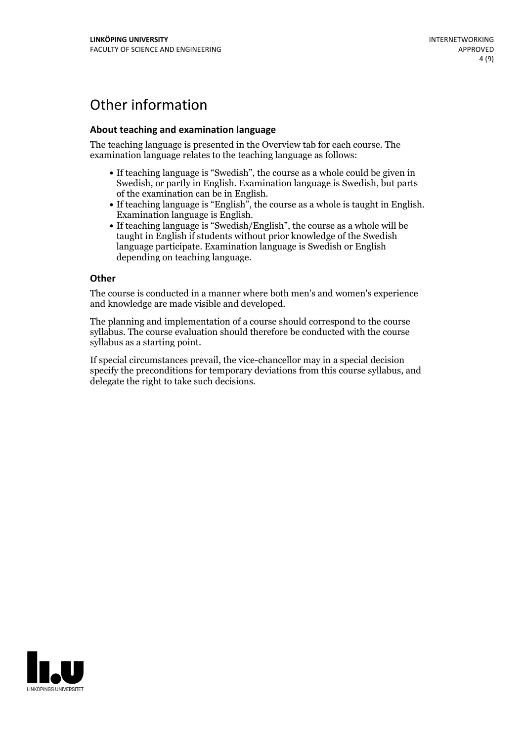# Other information

### About teaching and examination language

The teaching language is presented in the Overview tab for each course. The examination language relates to the teaching language as follows:

- If teaching language is "Swedish", the course as a whole could be given in Swedish, or partly in English. Examination language is Swedish, but parts of the examination can be in English.
- If teaching language is "English", the course as a whole is taught in English. Examination language is English.
- If teaching language is "Swedish/English", the course as a whole will be taught in English if students without prior knowledge of the Swedish language participate. Examination language is Swedish or English depending on teaching language.

### Other

The course is conducted in a manner where both men's and women's experience and knowledge are made visible and developed.

The planning and implementation of a course should correspond to the course syllabus. The course evaluation should therefore be conducted with the course syllabus as a starting point.

If special circumstances prevail, the vice-chancellor may in a special decision specify the preconditions for temporary deviations from this course syllabus, and delegate the right to take such decisions.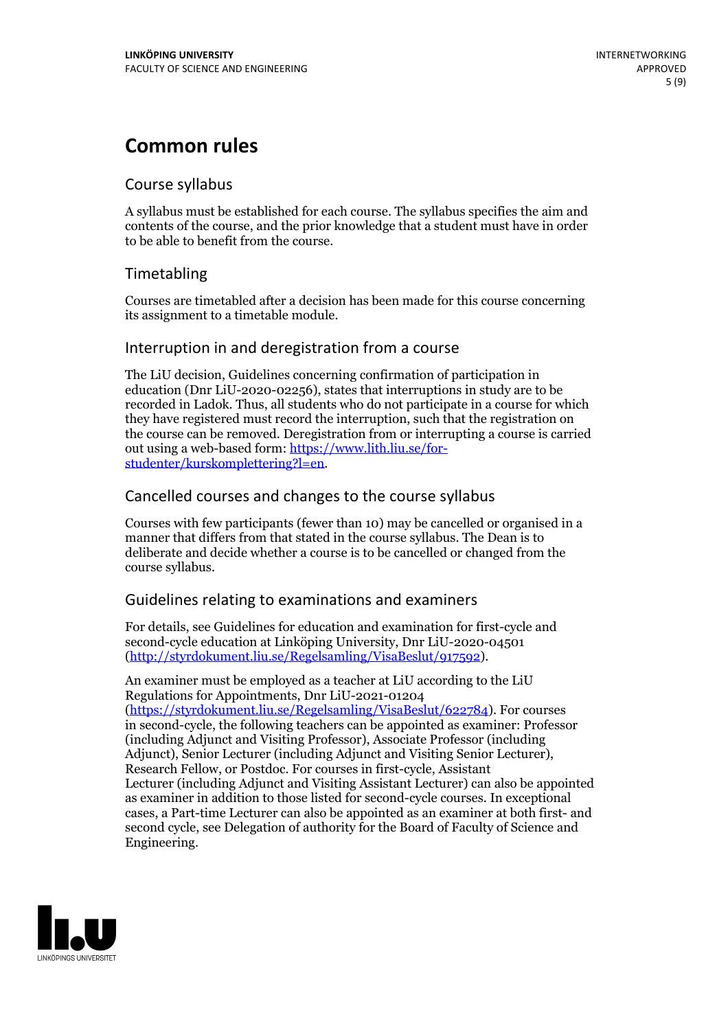# Common rules

## Course syllabus

A syllabus must be established for each course. The syllabus specifies the aim and contents of the course, and the prior knowledge that a student must have in order to be able to benefit from the course.

## Timetabling

Courses are timetabled after a decision has been made for this course concerning its assignment to a timetable module.

## Interruption in and deregistration from a course

The LiU decision, Guidelines concerning confirmation of participation in education (Dnr LiU-2020-02256), states that interruptions in study are to be recorded in Ladok. Thus, all students who do not participate in a course for which they have registered must record the interruption, such that the registration on the course can be removed. Deregistration from or interrupting a course is carried out using a web-based form: https://www.lith.liu.se/for-studenter/kurskomplettering?l=en.

## Cancelled courses and changes to the course syllabus

Courses with few participants (fewer than 10) may be cancelled or organised in a manner that differs from that stated in the course syllabus. The Dean is to deliberate and decide whether a course is to be cancelled or changed from the course syllabus.

## Guidelines relating to examinations and examiners

For details, see Guidelines for education and examination for first-cycle and second-cycle education at Linköping University, Dnr LiU-2020-04501 (http://styrdokument.liu.se/Regelsamling/VisaBeslut/917592).

An examiner must be employed as a teacher at LiU according to the LiU Regulations for Appointments, Dnr LiU-2021-01204 (https://styrdokument.liu.se/Regelsamling/VisaBeslut/622784). For courses in second-cycle, the following teachers can be appointed as examiner: Professor (including Adjunct and Visiting Professor), Associate Professor (including Adjunct), Senior Lecturer (including Adjunct and Visiting Senior Lecturer), Research Fellow, or Postdoc. For courses in first-cycle, Assistant Lecturer (including Adjunct and Visiting Assistant Lecturer) can also be appointed as examiner in addition to those listed for second-cycle courses. In exceptional cases, a Part-time Lecturer can also be appointed as an examiner at both first- and second cycle, see Delegation of authority for the Board of Faculty of Science and Engineering.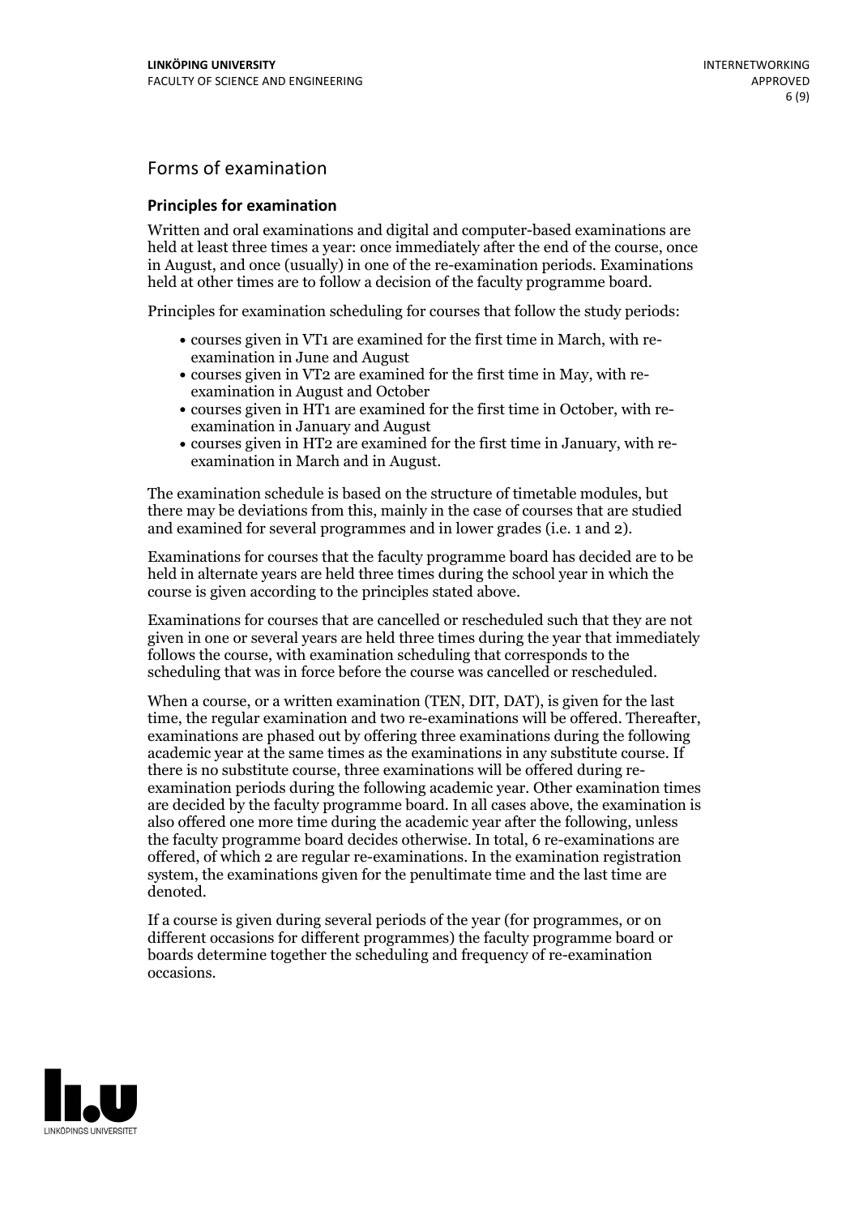## Forms of examination

### Principles for examination

Written and oral examinations and digital and computer-based examinations are held at least three times a year: once immediately after the end of the course, once in August, and once (usually) in one of the re-examination periods. Examinations held at other times are to follow a decision of the faculty programme board.

Principles for examination scheduling for courses that follow the study periods:

- courses given in VT1 are examined for the first time in March, with re-examination in June and August
- courses given in VT2 are examined for the first time in May, with re-examination in August and October
- courses given in HT1 are examined for the first time in October, with re-examination in January and August
- courses given in HT2 are examined for the first time in January, with re-examination in March and in August.

The examination schedule is based on the structure of timetable modules, but there may be deviations from this, mainly in the case of courses that are studied and examined for several programmes and in lower grades (i.e. 1 and 2).

Examinations for courses that the faculty programme board has decided are to be held in alternate years are held three times during the school year in which the course is given according to the principles stated above.

Examinations for courses that are cancelled or rescheduled such that they are not given in one or several years are held three times during the year that immediately follows the course, with examination scheduling that corresponds to the scheduling that was in force before the course was cancelled or rescheduled.

When a course, or a written examination (TEN, DIT, DAT), is given for the last time, the regular examination and two re-examinations will be offered. Thereafter, examinations are phased out by offering three examinations during the following academic year at the same times as the examinations in any substitute course. If there is no substitute course, three examinations will be offered during re-examination periods during the following academic year. Other examination times are decided by the faculty programme board. In all cases above, the examination is also offered one more time during the academic year after the following, unless the faculty programme board decides otherwise. In total, 6 re-examinations are offered, of which 2 are regular re-examinations. In the examination registration system, the examinations given for the penultimate time and the last time are denoted.

If a course is given during several periods of the year (for programmes, or on different occasions for different programmes) the faculty programme board or boards determine together the scheduling and frequency of re-examination occasions.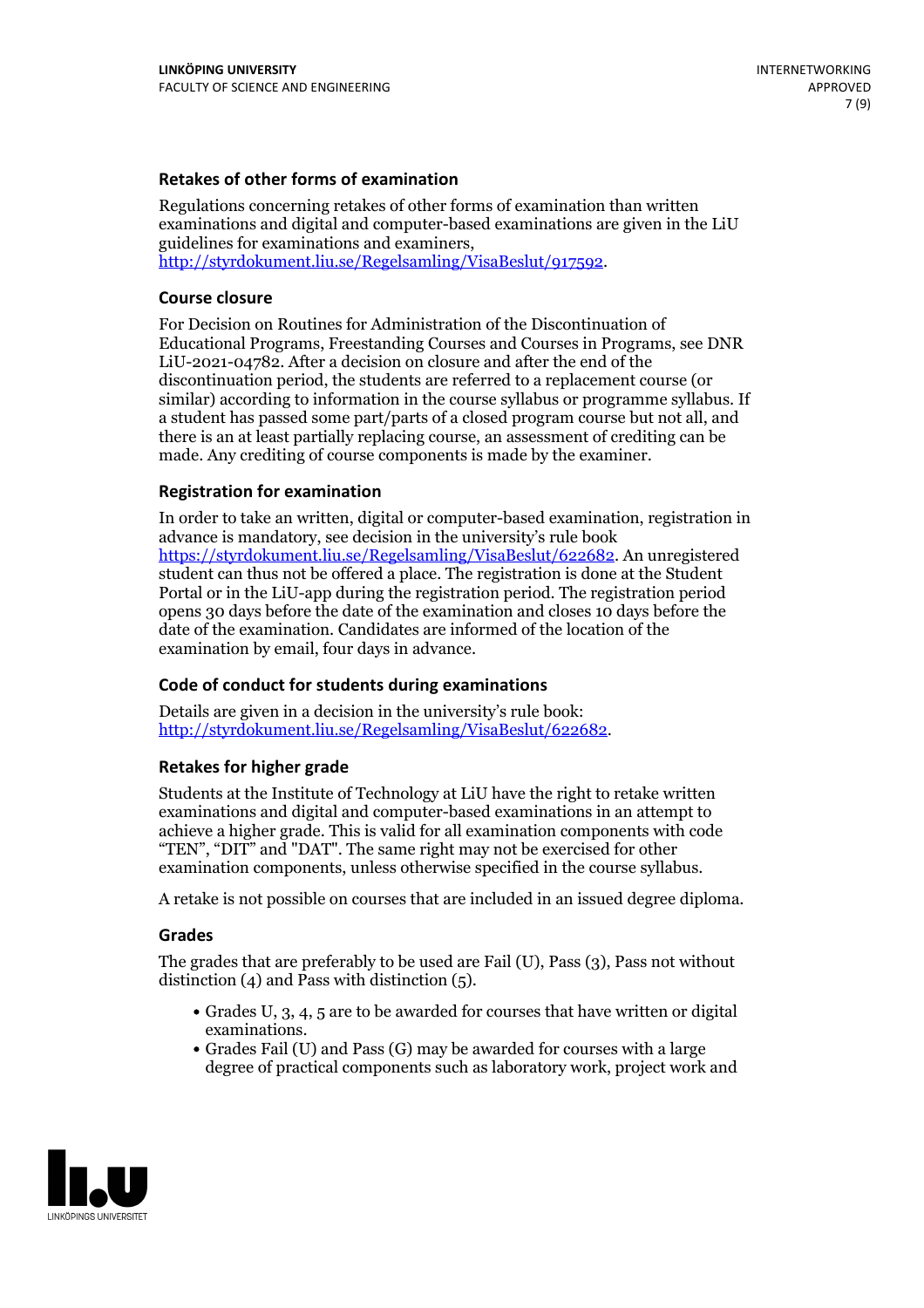### Retakes of other forms of examination

Regulations concerning retakes of other forms of examination than written examinations and digital and computer-based examinations are given in the LiU guidelines for examinations and examiners, http://styrdokument.liu.se/Regelsamling/VisaBeslut/917592.

### Course closure

For Decision on Routines for Administration of the Discontinuation of Educational Programs, Freestanding Courses and Courses in Programs, see DNR LiU-2021-04782. After a decision on closure and after the end of the discontinuation period, the students are referred to a replacement course (or similar) according to information in the course syllabus or programme syllabus. If a student has passed some part/parts of a closed program course but not all, and there is an at least partially replacing course, an assessment of crediting can be made. Any crediting of course components is made by the examiner.

### Registration for examination

In order to take an written, digital or computer-based examination, registration in advance is mandatory, see decision in the university's rule book https://styrdokument.liu.se/Regelsamling/VisaBeslut/622682. An unregistered student can thus not be offered a place. The registration is done at the Student Portal or in the LiU-app during the registration period. The registration period opens 30 days before the date of the examination and closes 10 days before the date of the examination. Candidates are informed of the location of the examination by email, four days in advance.

### Code of conduct for students during examinations

Details are given in a decision in the university's rule book: http://styrdokument.liu.se/Regelsamling/VisaBeslut/622682.

### Retakes for higher grade

Students at the Institute of Technology at LiU have the right to retake written examinations and digital and computer-based examinations in an attempt to achieve a higher grade. This is valid for all examination components with code "TEN", "DIT" and "DAT". The same right may not be exercised for other examination components, unless otherwise specified in the course syllabus.

A retake is not possible on courses that are included in an issued degree diploma.

### Grades

The grades that are preferably to be used are Fail (U), Pass (3), Pass not without distinction (4) and Pass with distinction (5).

- Grades U, 3, 4, 5 are to be awarded for courses that have written or digital examinations.
- Grades Fail (U) and Pass (G) may be awarded for courses with a large degree of practical components such as laboratory work, project work and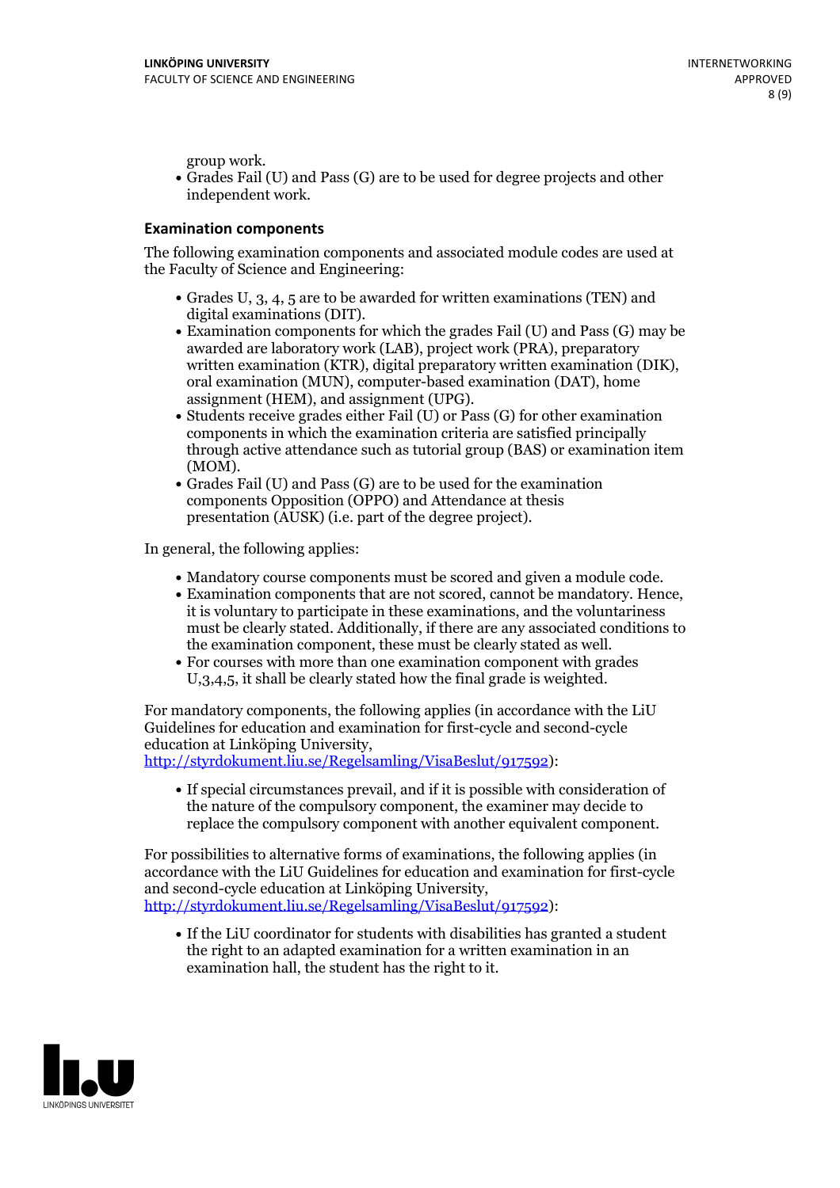group work.

- Grades Fail (U) and Pass (G) are to be used for degree projects and other independent work.

### Examination components

The following examination components and associated module codes are used at the Faculty of Science and Engineering:

- Grades U, 3, 4, 5 are to be awarded for written examinations (TEN) and digital examinations (DIT).
- Examination components for which the grades Fail (U) and Pass (G) may be awarded are laboratory work (LAB), project work (PRA), preparatory written examination (KTR), digital preparatory written examination (DIK), oral examination (MUN), computer-based examination (DAT), home assignment (HEM), and assignment (UPG).
- Students receive grades either Fail (U) or Pass (G) for other examination components in which the examination criteria are satisfied principally through active attendance such as tutorial group (BAS) or examination item (MOM).
- Grades Fail (U) and Pass (G) are to be used for the examination components Opposition (OPPO) and Attendance at thesis presentation (AUSK) (i.e. part of the degree project).

In general, the following applies:

- Mandatory course components must be scored and given a module code.
- Examination components that are not scored, cannot be mandatory. Hence, it is voluntary to participate in these examinations, and the voluntariness must be clearly stated. Additionally, if there are any associated conditions to the examination component, these must be clearly stated as well.
- For courses with more than one examination component with grades U,3,4,5, it shall be clearly stated how the final grade is weighted.

For mandatory components, the following applies (in accordance with the LiU Guidelines for education and examination for first-cycle and second-cycle education at Linköping University, http://styrdokument.liu.se/Regelsamling/VisaBeslut/917592):

- If special circumstances prevail, and if it is possible with consideration of the nature of the compulsory component, the examiner may decide to replace the compulsory component with another equivalent component.

For possibilities to alternative forms of examinations, the following applies (in accordance with the LiU Guidelines for education and examination for first-cycle and second-cycle education at Linköping University, http://styrdokument.liu.se/Regelsamling/VisaBeslut/917592):

- If the LiU coordinator for students with disabilities has granted a student the right to an adapted examination for a written examination in an examination hall, the student has the right to it.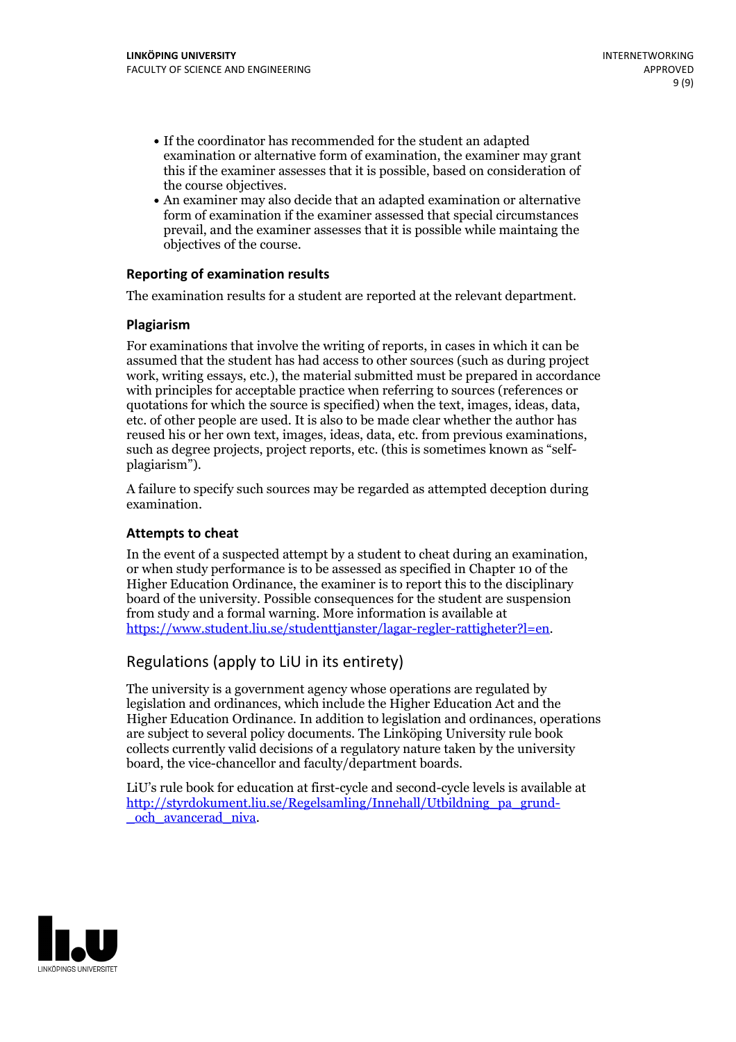- If the coordinator has recommended for the student an adapted examination or alternative form of examination, the examiner may grant this if the examiner assesses that it is possible, based on consideration of the course objectives.
- An examiner may also decide that an adapted examination or alternative form of examination if the examiner assessed that special circumstances prevail, and the examiner assesses that it is possible while maintaing the objectives of the course.

### Reporting of examination results

The examination results for a student are reported at the relevant department.

### Plagiarism

For examinations that involve the writing of reports, in cases in which it can be assumed that the student has had access to other sources (such as during project work, writing essays, etc.), the material submitted must be prepared in accordance with principles for acceptable practice when referring to sources (references or quotations for which the source is specified) when the text, images, ideas, data, etc. of other people are used. It is also to be made clear whether the author has reused his or her own text, images, ideas, data, etc. from previous examinations, such as degree projects, project reports, etc. (this is sometimes known as "self-plagiarism").

A failure to specify such sources may be regarded as attempted deception during examination.

### Attempts to cheat

In the event of a suspected attempt by a student to cheat during an examination, or when study performance is to be assessed as specified in Chapter 10 of the Higher Education Ordinance, the examiner is to report this to the disciplinary board of the university. Possible consequences for the student are suspension from study and a formal warning. More information is available at https://www.student.liu.se/studenttjanster/lagar-regler-rattigheter?l=en.

## Regulations (apply to LiU in its entirety)

The university is a government agency whose operations are regulated by legislation and ordinances, which include the Higher Education Act and the Higher Education Ordinance. In addition to legislation and ordinances, operations are subject to several policy documents. The Linköping University rule book collects currently valid decisions of a regulatory nature taken by the university board, the vice-chancellor and faculty/department boards.

LiU's rule book for education at first-cycle and second-cycle levels is available at http://styrdokument.liu.se/Regelsamling/Innehall/Utbildning_pa_grund-_och_avancerad_niva.